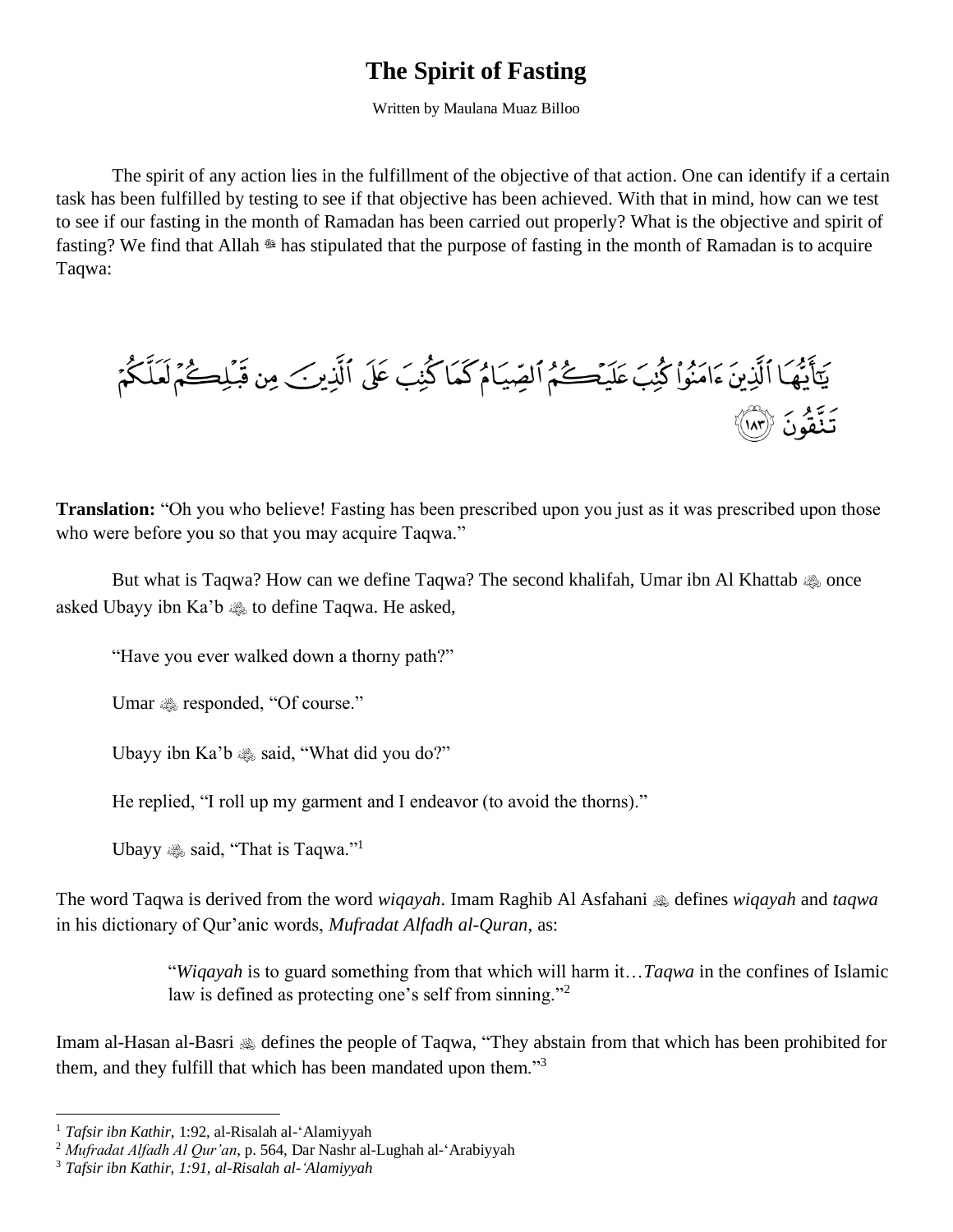# The Spirit of Fasting

Written by Maulana Muaz Billoo

The spirit of any action lies in the fulfillment of the objective of that action. One can identify if a certain task has been fulfilled by testing to see if that objective has been achieved. With that in mind, how can we test to see if our fasting in the month of Ramadan has been carried out properly? What is the objective and spirit of fasting? We find that Allah ﷻ has stipulated that the purpose of fasting in the month of Ramadan is to acquire Taqwa:

يَٰٓأَيُّهَا ٱلَّذِينَ ءَامَنُوا۟ كُتِبَ عَلَيْكُمُ ٱلصِّيَامُ كَمَا كُتِبَ عَلَى ٱلَّذِينَ مِن قَبْلِكُمْ لَعَلَّكُمْ تَتَّقُونَ ﴿١٨٣﴾

**Translation:** "Oh you who believe! Fasting has been prescribed upon you just as it was prescribed upon those who were before you so that you may acquire Taqwa."

But what is Taqwa? How can we define Taqwa? The second khalifah, Umar ibn Al Khattab ؓ once asked Ubayy ibn Ka'b ؓ to define Taqwa. He asked,

"Have you ever walked down a thorny path?"

Umar ؓ responded, "Of course."

Ubayy ibn Ka'b ؓ said, "What did you do?"

He replied, "I roll up my garment and I endeavor (to avoid the thorns)."

Ubayy ؓ said, "That is Taqwa."[1]

The word Taqwa is derived from the word *wiqayah*. Imam Raghib Al Asfahani ؒ defines *wiqayah* and *taqwa* in his dictionary of Qur'anic words, *Mufradat Alfadh al-Quran,* as:

> "*Wiqayah* is to guard something from that which will harm it…*Taqwa* in the confines of Islamic law is defined as protecting one's self from sinning."[2]

Imam al-Hasan al-Basri ؒ defines the people of Taqwa, "They abstain from that which has been prohibited for them, and they fulfill that which has been mandated upon them."[3]

---

[1] *Tafsir ibn Kathir*, 1:92, al-Risalah al-'Alamiyyah

[2] *Mufradat Alfadh Al Qur'an*, p. 564, Dar Nashr al-Lughah al-'Arabiyyah

[3] *Tafsir ibn Kathir, 1:91, al-Risalah al-'Alamiyyah*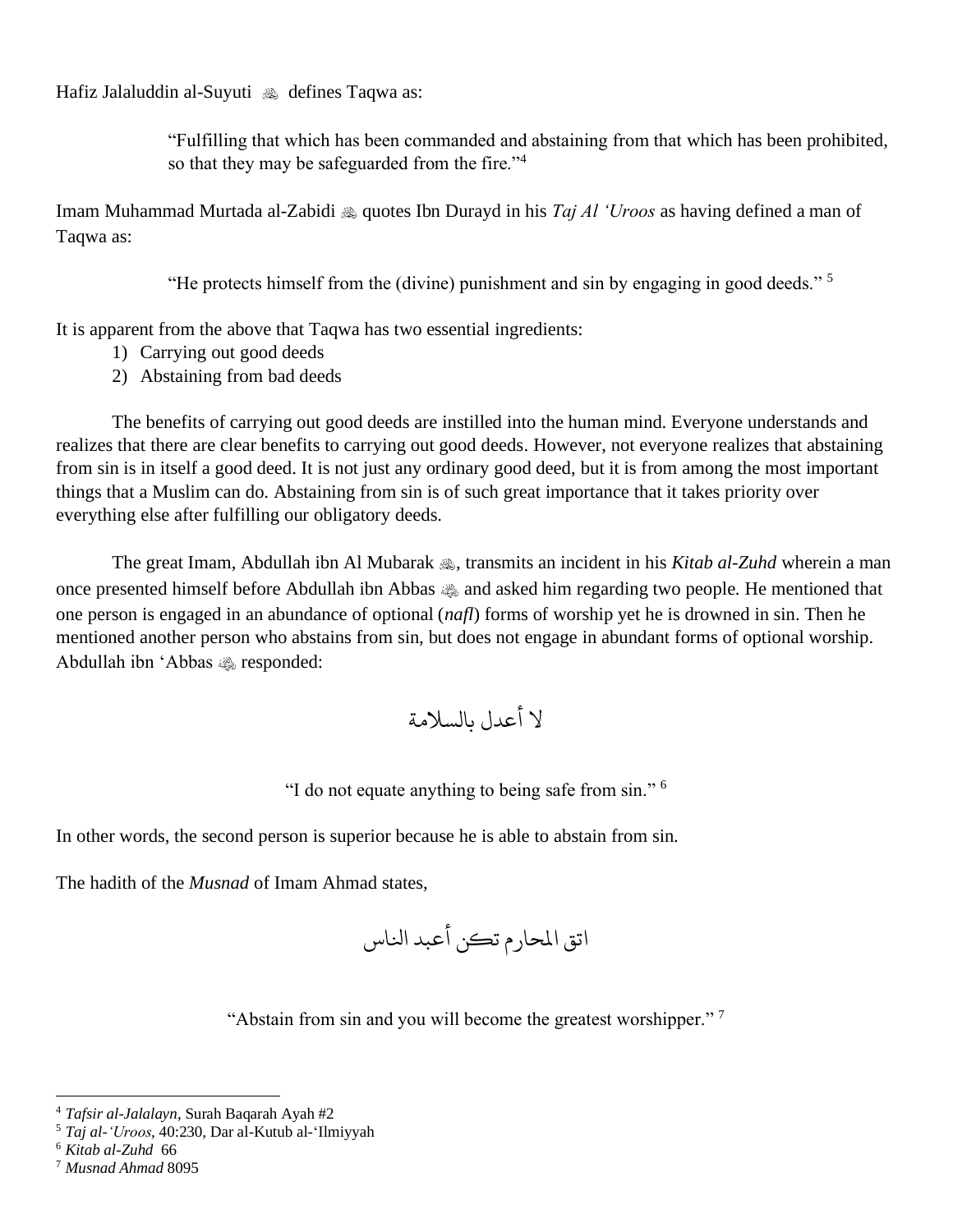Hafiz Jalaluddin al-Suyuti ﵀ defines Taqwa as:

> "Fulfilling that which has been commanded and abstaining from that which has been prohibited, so that they may be safeguarded from the fire."[4]

Imam Muhammad Murtada al-Zabidi ﵀ quotes Ibn Durayd in his *Taj Al 'Uroos* as having defined a man of Taqwa as:

> "He protects himself from the (divine) punishment and sin by engaging in good deeds." [5]

It is apparent from the above that Taqwa has two essential ingredients:

1) Carrying out good deeds
2) Abstaining from bad deeds

The benefits of carrying out good deeds are instilled into the human mind. Everyone understands and realizes that there are clear benefits to carrying out good deeds. However, not everyone realizes that abstaining from sin is in itself a good deed. It is not just any ordinary good deed, but it is from among the most important things that a Muslim can do. Abstaining from sin is of such great importance that it takes priority over everything else after fulfilling our obligatory deeds.

The great Imam, Abdullah ibn Al Mubarak ﵀, transmits an incident in his *Kitab al-Zuhd* wherein a man once presented himself before Abdullah ibn Abbas ﵄ and asked him regarding two people. He mentioned that one person is engaged in an abundance of optional (*nafl*) forms of worship yet he is drowned in sin. Then he mentioned another person who abstains from sin, but does not engage in abundant forms of optional worship. Abdullah ibn 'Abbas ﵄ responded:

لا أعدل بالسلامة

"I do not equate anything to being safe from sin." [6]

In other words, the second person is superior because he is able to abstain from sin.

The hadith of the *Musnad* of Imam Ahmad states,

اتق المحارم تكن أعبد الناس

"Abstain from sin and you will become the greatest worshipper." [7]

---

[4] *Tafsir al-Jalalayn*, Surah Baqarah Ayah #2

[5] *Taj al-'Uroos*, 40:230, Dar al-Kutub al-'Ilmiyyah

[6] *Kitab al-Zuhd* 66

[7] *Musnad Ahmad* 8095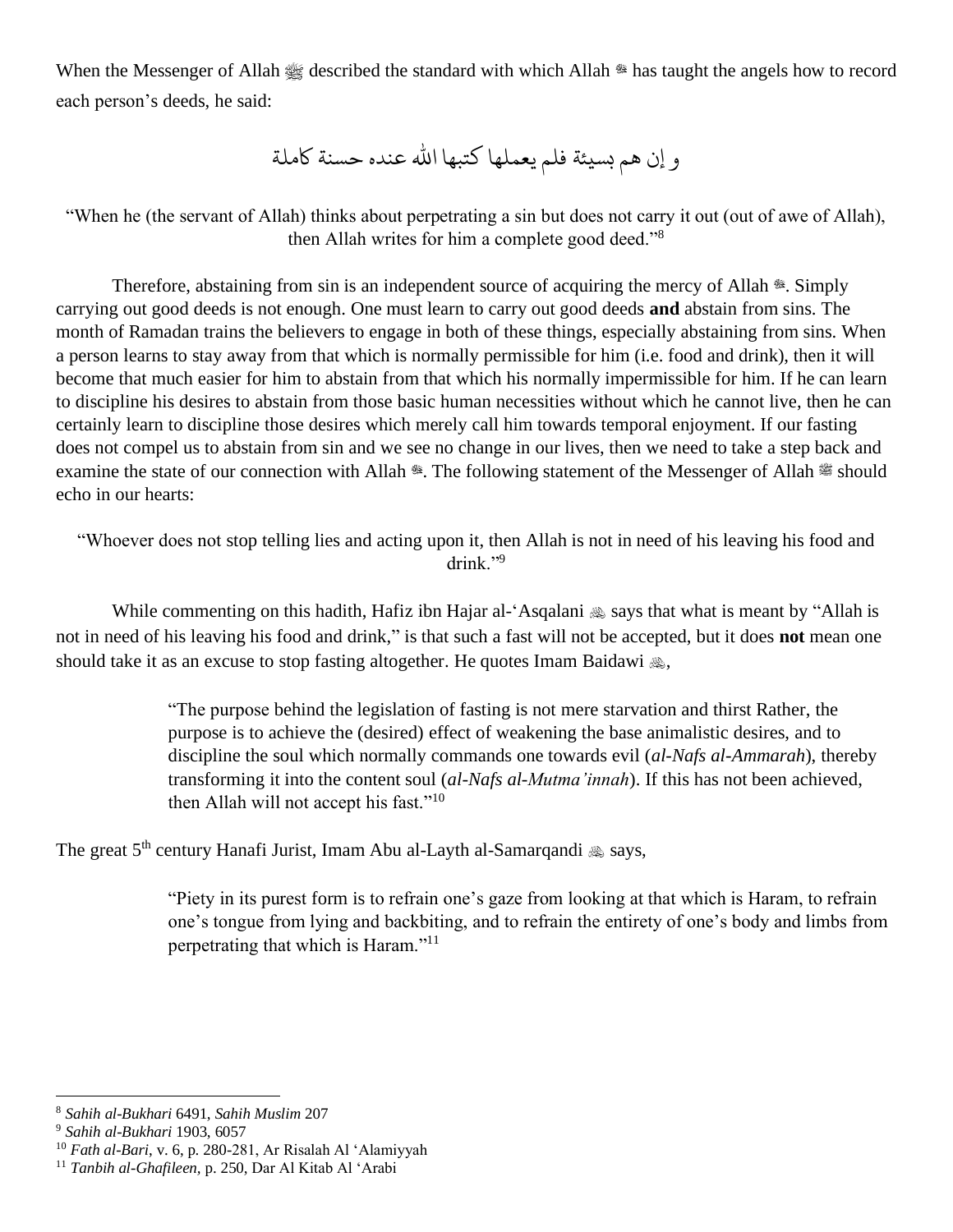When the Messenger of Allah ﷺ described the standard with which Allah ﷻ has taught the angels how to record each person's deeds, he said:

و إن هم بسيئة فلم يعملها كتبها الله عنده حسنة كاملة

"When he (the servant of Allah) thinks about perpetrating a sin but does not carry it out (out of awe of Allah), then Allah writes for him a complete good deed."[8]

Therefore, abstaining from sin is an independent source of acquiring the mercy of Allah ﷻ. Simply carrying out good deeds is not enough. One must learn to carry out good deeds **and** abstain from sins. The month of Ramadan trains the believers to engage in both of these things, especially abstaining from sins. When a person learns to stay away from that which is normally permissible for him (i.e. food and drink), then it will become that much easier for him to abstain from that which his normally impermissible for him. If he can learn to discipline his desires to abstain from those basic human necessities without which he cannot live, then he can certainly learn to discipline those desires which merely call him towards temporal enjoyment. If our fasting does not compel us to abstain from sin and we see no change in our lives, then we need to take a step back and examine the state of our connection with Allah ﷻ. The following statement of the Messenger of Allah ﷺ should echo in our hearts:

"Whoever does not stop telling lies and acting upon it, then Allah is not in need of his leaving his food and drink."[9]

While commenting on this hadith, Hafiz ibn Hajar al-'Asqalani ؒ says that what is meant by "Allah is not in need of his leaving his food and drink," is that such a fast will not be accepted, but it does **not** mean one should take it as an excuse to stop fasting altogether. He quotes Imam Baidawi ؒ,

> "The purpose behind the legislation of fasting is not mere starvation and thirst Rather, the purpose is to achieve the (desired) effect of weakening the base animalistic desires, and to discipline the soul which normally commands one towards evil (*al-Nafs al-Ammarah*), thereby transforming it into the content soul (*al-Nafs al-Mutma'innah*). If this has not been achieved, then Allah will not accept his fast."[10]

The great 5th century Hanafi Jurist, Imam Abu al-Layth al-Samarqandi ؒ says,

> "Piety in its purest form is to refrain one's gaze from looking at that which is Haram, to refrain one's tongue from lying and backbiting, and to refrain the entirety of one's body and limbs from perpetrating that which is Haram."[11]

---

[8] *Sahih al-Bukhari* 6491, *Sahih Muslim* 207

[9] *Sahih al-Bukhari* 1903, 6057

[10] *Fath al-Bari*, v. 6, p. 280-281, Ar Risalah Al 'Alamiyyah

[11] *Tanbih al-Ghafileen*, p. 250, Dar Al Kitab Al 'Arabi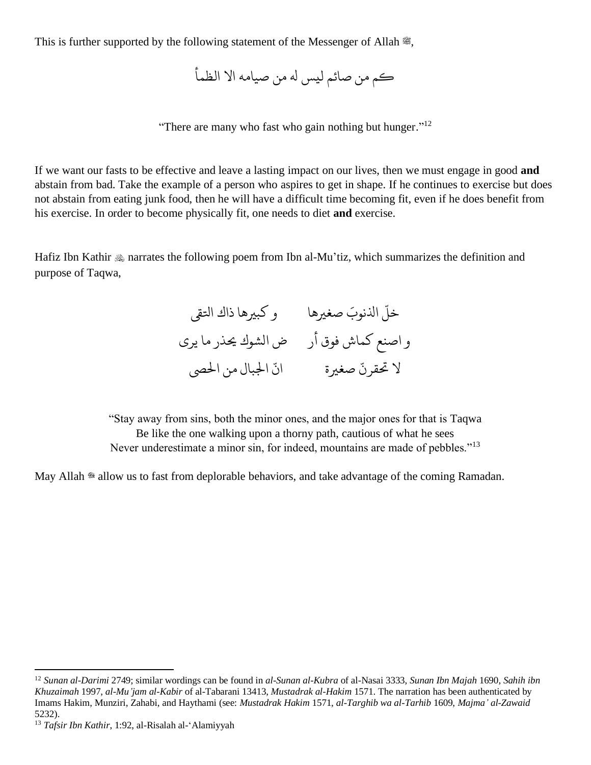This is further supported by the following statement of the Messenger of Allah ﷺ,

كم من صائم ليس له من صيامه الا الظمأ

"There are many who fast who gain nothing but hunger."[12]

If we want our fasts to be effective and leave a lasting impact on our lives, then we must engage in good **and** abstain from bad. Take the example of a person who aspires to get in shape. If he continues to exercise but does not abstain from eating junk food, then he will have a difficult time becoming fit, even if he does benefit from his exercise. In order to become physically fit, one needs to diet **and** exercise.

Hafiz Ibn Kathir ؒ narrates the following poem from Ibn al-Mu'tiz, which summarizes the definition and purpose of Taqwa,

خلّ الذنوبَ صغيرها و كبيرها ذاك التقى
و اصنع كماش فوق أر ض الشوك يحذر ما يرى
لا تحقرنّ صغيرة انّ الجبال من الحصى

"Stay away from sins, both the minor ones, and the major ones for that is Taqwa
Be like the one walking upon a thorny path, cautious of what he sees
Never underestimate a minor sin, for indeed, mountains are made of pebbles."[13]

May Allah ﷻ allow us to fast from deplorable behaviors, and take advantage of the coming Ramadan.

---

[12] *Sunan al-Darimi* 2749; similar wordings can be found in *al-Sunan al-Kubra* of al-Nasai 3333, *Sunan Ibn Majah* 1690, *Sahih ibn Khuzaimah* 1997, *al-Mu'jam al-Kabir* of al-Tabarani 13413, *Mustadrak al-Hakim* 1571. The narration has been authenticated by Imams Hakim, Munziri, Zahabi, and Haythami (see: *Mustadrak Hakim* 1571, *al-Targhib wa al-Tarhib* 1609, *Majma' al-Zawaid* 5232).

[13] *Tafsir Ibn Kathir*, 1:92, al-Risalah al-'Alamiyyah